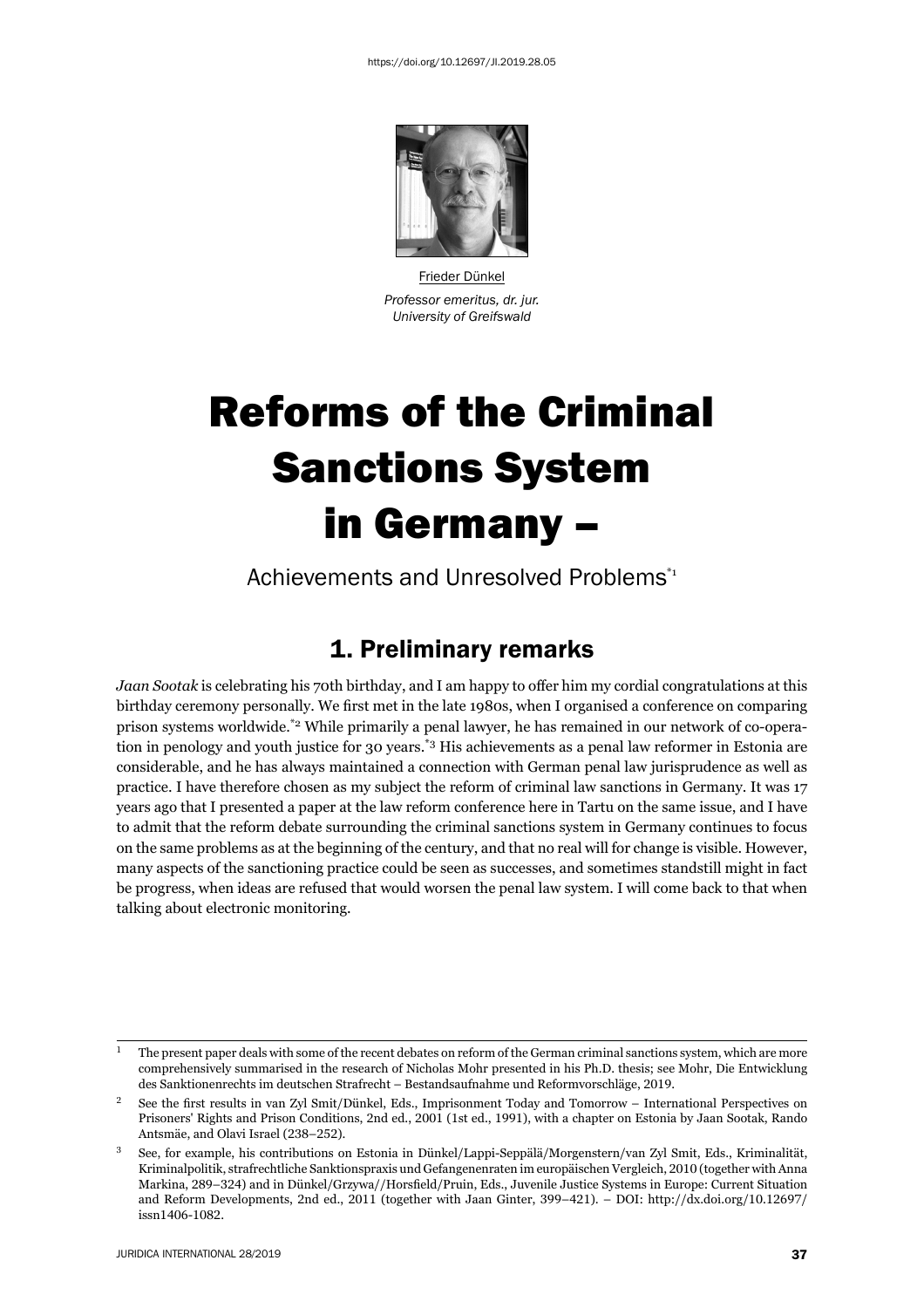Frieder Dünkel

*Professor emeritus, dr. jur.*
*University of Greifswald*

# Reforms of the Criminal Sanctions System in Germany –

Achievements and Unresolved Problems[*1]

## 1. Preliminary remarks

*Jaan Sootak* is celebrating his 70th birthday, and I am happy to offer him my cordial congratulations at this birthday ceremony personally. We first met in the late 1980s, when I organised a conference on comparing prison systems worldwide.[*2] While primarily a penal lawyer, he has remained in our network of co-operation in penology and youth justice for 30 years.[*3] His achievements as a penal law reformer in Estonia are considerable, and he has always maintained a connection with German penal law jurisprudence as well as practice. I have therefore chosen as my subject the reform of criminal law sanctions in Germany. It was 17 years ago that I presented a paper at the law reform conference here in Tartu on the same issue, and I have to admit that the reform debate surrounding the criminal sanctions system in Germany continues to focus on the same problems as at the beginning of the century, and that no real will for change is visible. However, many aspects of the sanctioning practice could be seen as successes, and sometimes standstill might in fact be progress, when ideas are refused that would worsen the penal law system. I will come back to that when talking about electronic monitoring.

---

[1] The present paper deals with some of the recent debates on reform of the German criminal sanctions system, which are more comprehensively summarised in the research of Nicholas Mohr presented in his Ph.D. thesis; see Mohr, Die Entwicklung des Sanktionenrechts im deutschen Strafrecht – Bestandsaufnahme und Reformvorschläge, 2019.

[2] See the first results in van Zyl Smit/Dünkel, Eds., Imprisonment Today and Tomorrow – International Perspectives on Prisoners' Rights and Prison Conditions, 2nd ed., 2001 (1st ed., 1991), with a chapter on Estonia by Jaan Sootak, Rando Antsmäe, and Olavi Israel (238–252).

[3] See, for example, his contributions on Estonia in Dünkel/Lappi-Seppälä/Morgenstern/van Zyl Smit, Eds., Kriminalität, Kriminalpolitik, strafrechtliche Sanktionspraxis und Gefangenenraten im europäischen Vergleich, 2010 (together with Anna Markina, 289–324) and in Dünkel/Grzywa//Horsfield/Pruin, Eds., Juvenile Justice Systems in Europe: Current Situation and Reform Developments, 2nd ed., 2011 (together with Jaan Ginter, 399–421). – DOI: http://dx.doi.org/10.12697/issn1406-1082.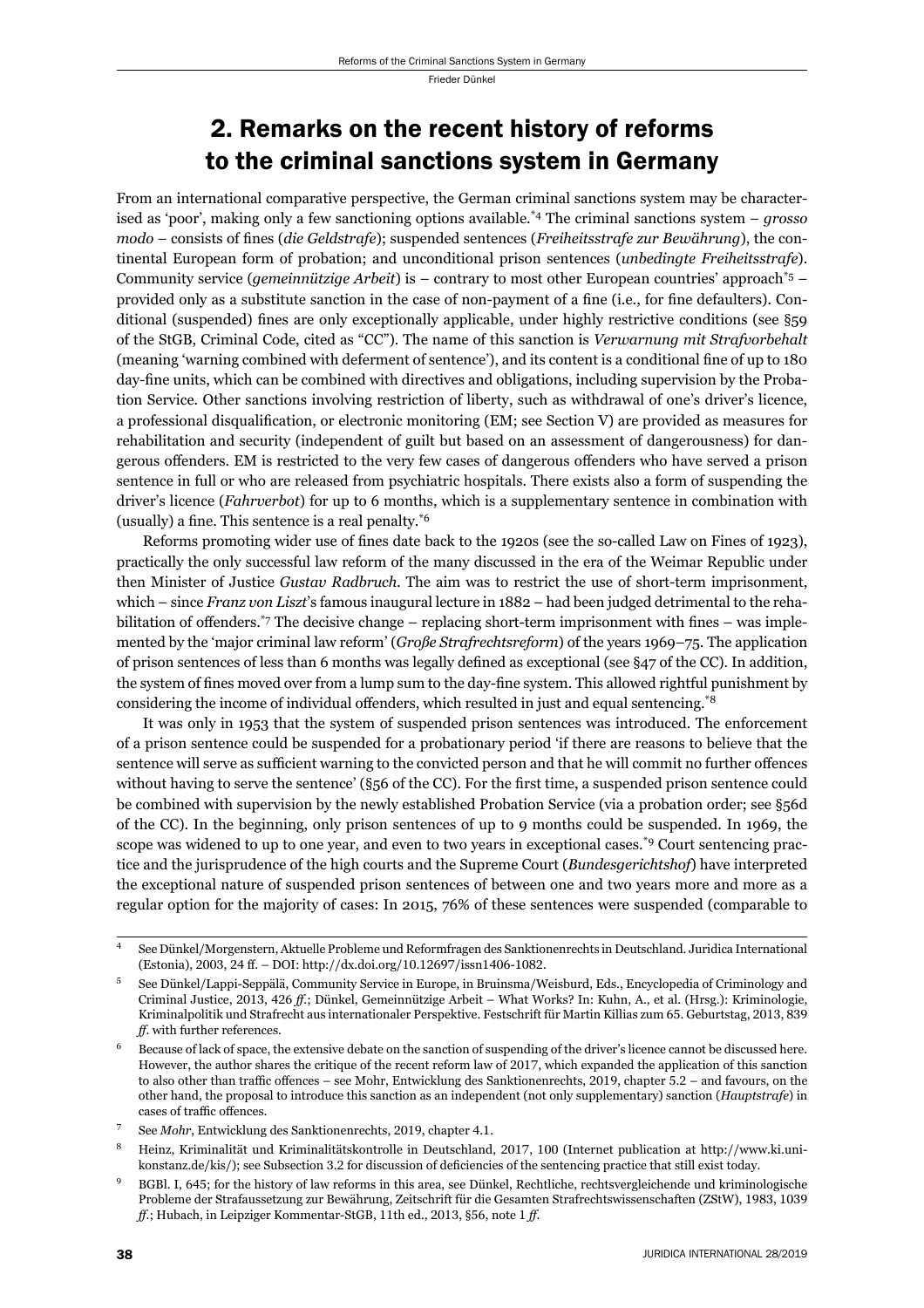## 2. Remarks on the recent history of reforms to the criminal sanctions system in Germany

From an international comparative perspective, the German criminal sanctions system may be characterised as 'poor', making only a few sanctioning options available.[*4] The criminal sanctions system – *grosso modo* – consists of fines (*die Geldstrafe*); suspended sentences (*Freiheitsstrafe zur Bewährung*), the continental European form of probation; and unconditional prison sentences (*unbedingte Freiheitsstrafe*). Community service (*gemeinnützige Arbeit*) is – contrary to most other European countries' approach[*5] – provided only as a substitute sanction in the case of non-payment of a fine (i.e., for fine defaulters). Conditional (suspended) fines are only exceptionally applicable, under highly restrictive conditions (see §59 of the StGB, Criminal Code, cited as "CC"). The name of this sanction is *Verwarnung mit Strafvorbehalt* (meaning 'warning combined with deferment of sentence'), and its content is a conditional fine of up to 180 day-fine units, which can be combined with directives and obligations, including supervision by the Probation Service. Other sanctions involving restriction of liberty, such as withdrawal of one's driver's licence, a professional disqualification, or electronic monitoring (EM; see Section V) are provided as measures for rehabilitation and security (independent of guilt but based on an assessment of dangerousness) for dangerous offenders. EM is restricted to the very few cases of dangerous offenders who have served a prison sentence in full or who are released from psychiatric hospitals. There exists also a form of suspending the driver's licence (*Fahrverbot*) for up to 6 months, which is a supplementary sentence in combination with (usually) a fine. This sentence is a real penalty.[*6]

Reforms promoting wider use of fines date back to the 1920s (see the so-called Law on Fines of 1923), practically the only successful law reform of the many discussed in the era of the Weimar Republic under then Minister of Justice *Gustav Radbruch*. The aim was to restrict the use of short-term imprisonment, which – since *Franz von Liszt*'s famous inaugural lecture in 1882 – had been judged detrimental to the rehabilitation of offenders.[*7] The decisive change – replacing short-term imprisonment with fines – was implemented by the 'major criminal law reform' (*Große Strafrechtsreform*) of the years 1969–75. The application of prison sentences of less than 6 months was legally defined as exceptional (see §47 of the CC). In addition, the system of fines moved over from a lump sum to the day-fine system. This allowed rightful punishment by considering the income of individual offenders, which resulted in just and equal sentencing.[*8]

It was only in 1953 that the system of suspended prison sentences was introduced. The enforcement of a prison sentence could be suspended for a probationary period 'if there are reasons to believe that the sentence will serve as sufficient warning to the convicted person and that he will commit no further offences without having to serve the sentence' (§56 of the CC). For the first time, a suspended prison sentence could be combined with supervision by the newly established Probation Service (via a probation order; see §56d of the CC). In the beginning, only prison sentences of up to 9 months could be suspended. In 1969, the scope was widened to up to one year, and even to two years in exceptional cases.[*9] Court sentencing practice and the jurisprudence of the high courts and the Supreme Court (*Bundesgerichtshof*) have interpreted the exceptional nature of suspended prison sentences of between one and two years more and more as a regular option for the majority of cases: In 2015, 76% of these sentences were suspended (comparable to

---

[4] See Dünkel/Morgenstern, Aktuelle Probleme und Reformfragen des Sanktionenrechts in Deutschland. Juridica International (Estonia), 2003, 24 ff. – DOI: http://dx.doi.org/10.12697/issn1406-1082.

[5] See Dünkel/Lappi-Seppälä, Community Service in Europe, in Bruinsma/Weisburd, Eds., Encyclopedia of Criminology and Criminal Justice, 2013, 426 *ff*.; Dünkel, Gemeinnützige Arbeit – What Works? In: Kuhn, A., et al. (Hrsg.): Kriminologie, Kriminalpolitik und Strafrecht aus internationaler Perspektive. Festschrift für Martin Killias zum 65. Geburtstag, 2013, 839 *ff*. with further references.

[6] Because of lack of space, the extensive debate on the sanction of suspending of the driver's licence cannot be discussed here. However, the author shares the critique of the recent reform law of 2017, which expanded the application of this sanction to also other than traffic offences – see Mohr, Entwicklung des Sanktionenrechts, 2019, chapter 5.2 – and favours, on the other hand, the proposal to introduce this sanction as an independent (not only supplementary) sanction (*Hauptstrafe*) in cases of traffic offences.

[7] See *Mohr*, Entwicklung des Sanktionenrechts, 2019, chapter 4.1.

[8] Heinz, Kriminalität und Kriminalitätskontrolle in Deutschland, 2017, 100 (Internet publication at http://www.ki.uni-konstanz.de/kis/); see Subsection 3.2 for discussion of deficiencies of the sentencing practice that still exist today.

[9] BGBl. I, 645; for the history of law reforms in this area, see Dünkel, Rechtliche, rechtsvergleichende und kriminologische Probleme der Strafaussetzung zur Bewährung, Zeitschrift für die Gesamten Strafrechtswissenschaften (ZStW), 1983, 1039 *ff*.; Hubach, in Leipziger Kommentar-StGB, 11th ed., 2013, §56, note 1 *ff*.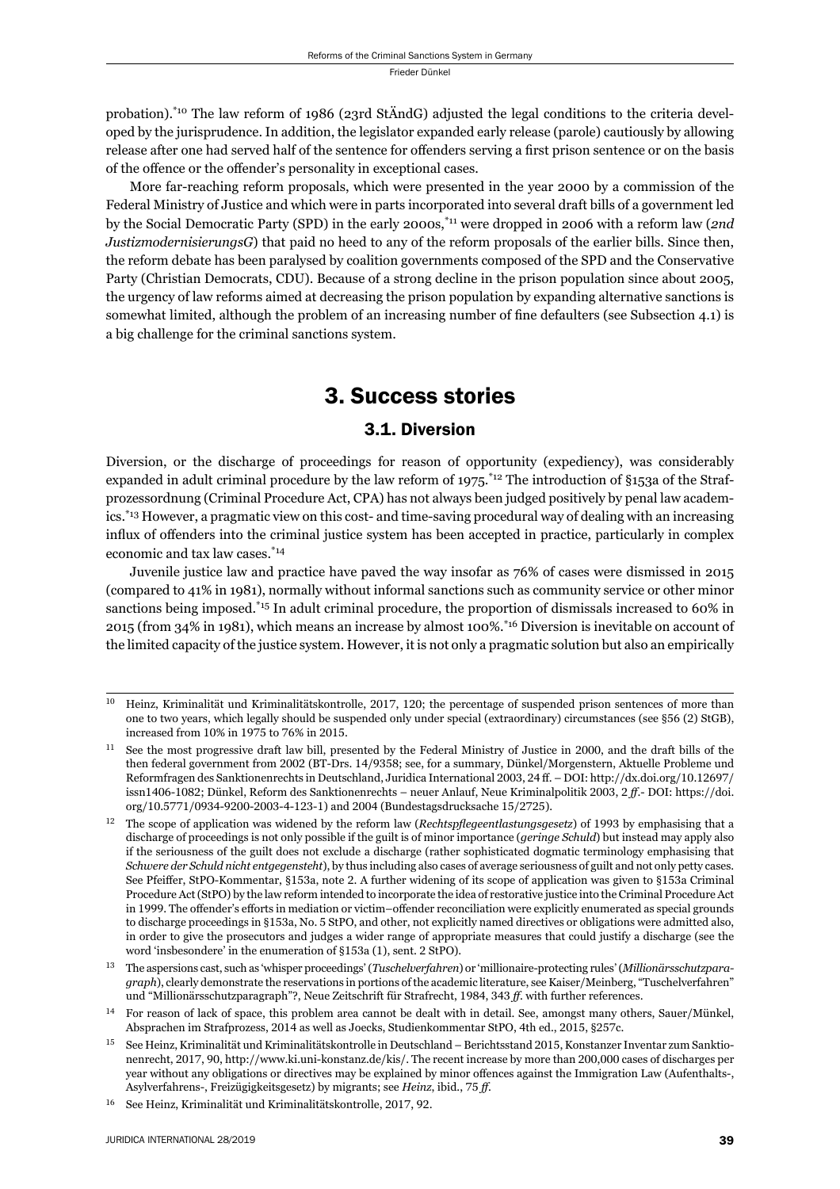probation).[*10] The law reform of 1986 (23rd StÄndG) adjusted the legal conditions to the criteria developed by the jurisprudence. In addition, the legislator expanded early release (parole) cautiously by allowing release after one had served half of the sentence for offenders serving a first prison sentence or on the basis of the offence or the offender's personality in exceptional cases.

More far-reaching reform proposals, which were presented in the year 2000 by a commission of the Federal Ministry of Justice and which were in parts incorporated into several draft bills of a government led by the Social Democratic Party (SPD) in the early 2000s,[*11] were dropped in 2006 with a reform law (*2nd JustizmodernisierungsG*) that paid no heed to any of the reform proposals of the earlier bills. Since then, the reform debate has been paralysed by coalition governments composed of the SPD and the Conservative Party (Christian Democrats, CDU). Because of a strong decline in the prison population since about 2005, the urgency of law reforms aimed at decreasing the prison population by expanding alternative sanctions is somewhat limited, although the problem of an increasing number of fine defaulters (see Subsection 4.1) is a big challenge for the criminal sanctions system.

## 3. Success stories

### 3.1. Diversion

Diversion, or the discharge of proceedings for reason of opportunity (expediency), was considerably expanded in adult criminal procedure by the law reform of 1975.[*12] The introduction of §153a of the Strafprozessordnung (Criminal Procedure Act, CPA) has not always been judged positively by penal law academics.[*13] However, a pragmatic view on this cost- and time-saving procedural way of dealing with an increasing influx of offenders into the criminal justice system has been accepted in practice, particularly in complex economic and tax law cases.[*14]

Juvenile justice law and practice have paved the way insofar as 76% of cases were dismissed in 2015 (compared to 41% in 1981), normally without informal sanctions such as community service or other minor sanctions being imposed.[*15] In adult criminal procedure, the proportion of dismissals increased to 60% in 2015 (from 34% in 1981), which means an increase by almost 100%.[*16] Diversion is inevitable on account of the limited capacity of the justice system. However, it is not only a pragmatic solution but also an empirically

---

10 Heinz, Kriminalität und Kriminalitätskontrolle, 2017, 120; the percentage of suspended prison sentences of more than one to two years, which legally should be suspended only under special (extraordinary) circumstances (see §56 (2) StGB), increased from 10% in 1975 to 76% in 2015.

11 See the most progressive draft law bill, presented by the Federal Ministry of Justice in 2000, and the draft bills of the then federal government from 2002 (BT-Drs. 14/9358; see, for a summary, Dünkel/Morgenstern, Aktuelle Probleme und Reformfragen des Sanktionenrechts in Deutschland, Juridica International 2003, 24 ff. – DOI: http://dx.doi.org/10.12697/issn1406-1082; Dünkel, Reform des Sanktionenrechts – neuer Anlauf, Neue Kriminalpolitik 2003, 2 *ff*.- DOI: https://doi.org/10.5771/0934-9200-2003-4-123-1) and 2004 (Bundestagsdrucksache 15/2725).

12 The scope of application was widened by the reform law (*Rechtspflegeentlastungsgesetz*) of 1993 by emphasising that a discharge of proceedings is not only possible if the guilt is of minor importance (*geringe Schuld*) but instead may apply also if the seriousness of the guilt does not exclude a discharge (rather sophisticated dogmatic terminology emphasising that *Schwere der Schuld nicht entgegensteht*), by thus including also cases of average seriousness of guilt and not only petty cases. See Pfeiffer, StPO-Kommentar, §153a, note 2. A further widening of its scope of application was given to §153a Criminal Procedure Act (StPO) by the law reform intended to incorporate the idea of restorative justice into the Criminal Procedure Act in 1999. The offender's efforts in mediation or victim–offender reconciliation were explicitly enumerated as special grounds to discharge proceedings in §153a, No. 5 StPO, and other, not explicitly named directives or obligations were admitted also, in order to give the prosecutors and judges a wider range of appropriate measures that could justify a discharge (see the word 'insbesondere' in the enumeration of §153a (1), sent. 2 StPO).

13 The aspersions cast, such as 'whisper proceedings' (*Tuschelverfahren*) or 'millionaire-protecting rules' (*Millionärsschutzparagraph*), clearly demonstrate the reservations in portions of the academic literature, see Kaiser/Meinberg, "Tuschelverfahren" und "Millionärsschutzparagraph"?, Neue Zeitschrift für Strafrecht, 1984, 343 *ff*. with further references.

14 For reason of lack of space, this problem area cannot be dealt with in detail. See, amongst many others, Sauer/Münkel, Absprachen im Strafprozess, 2014 as well as Joecks, Studienkommentar StPO, 4th ed., 2015, §257c.

15 See Heinz, Kriminalität und Kriminalitätskontrolle in Deutschland – Berichtsstand 2015, Konstanzer Inventar zum Sanktionenrecht, 2017, 90, http://www.ki.uni-konstanz.de/kis/. The recent increase by more than 200,000 cases of discharges per year without any obligations or directives may be explained by minor offences against the Immigration Law (Aufenthalts-, Asylverfahrens-, Freizügigkeitsgesetz) by migrants; see *Heinz*, ibid., 75 *ff*.

16 See Heinz, Kriminalität und Kriminalitätskontrolle, 2017, 92.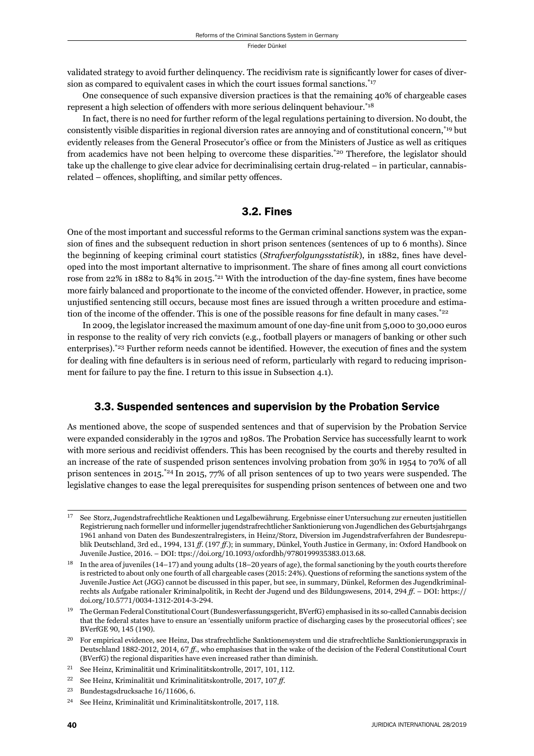validated strategy to avoid further delinquency. The recidivism rate is significantly lower for cases of diversion as compared to equivalent cases in which the court issues formal sanctions.[17]

One consequence of such expansive diversion practices is that the remaining 40% of chargeable cases represent a high selection of offenders with more serious delinquent behaviour.[18]

In fact, there is no need for further reform of the legal regulations pertaining to diversion. No doubt, the consistently visible disparities in regional diversion rates are annoying and of constitutional concern,[19] but evidently releases from the General Prosecutor's office or from the Ministers of Justice as well as critiques from academics have not been helping to overcome these disparities.[20] Therefore, the legislator should take up the challenge to give clear advice for decriminalising certain drug-related – in particular, cannabis-related – offences, shoplifting, and similar petty offences.

## 3.2. Fines

One of the most important and successful reforms to the German criminal sanctions system was the expansion of fines and the subsequent reduction in short prison sentences (sentences of up to 6 months). Since the beginning of keeping criminal court statistics (*Strafverfolgungsstatistik*), in 1882, fines have developed into the most important alternative to imprisonment. The share of fines among all court convictions rose from 22% in 1882 to 84% in 2015.[21] With the introduction of the day-fine system, fines have become more fairly balanced and proportionate to the income of the convicted offender. However, in practice, some unjustified sentencing still occurs, because most fines are issued through a written procedure and estimation of the income of the offender. This is one of the possible reasons for fine default in many cases.[22]

In 2009, the legislator increased the maximum amount of one day-fine unit from 5,000 to 30,000 euros in response to the reality of very rich convicts (e.g., football players or managers of banking or other such enterprises).[23] Further reform needs cannot be identified. However, the execution of fines and the system for dealing with fine defaulters is in serious need of reform, particularly with regard to reducing imprisonment for failure to pay the fine. I return to this issue in Subsection 4.1).

## 3.3. Suspended sentences and supervision by the Probation Service

As mentioned above, the scope of suspended sentences and that of supervision by the Probation Service were expanded considerably in the 1970s and 1980s. The Probation Service has successfully learnt to work with more serious and recidivist offenders. This has been recognised by the courts and thereby resulted in an increase of the rate of suspended prison sentences involving probation from 30% in 1954 to 70% of all prison sentences in 2015.[24] In 2015, 77% of all prison sentences of up to two years were suspended. The legislative changes to ease the legal prerequisites for suspending prison sentences of between one and two

---

[17] See Storz, Jugendstrafrechtliche Reaktionen und Legalbewährung. Ergebnisse einer Untersuchung zur erneuten justitiellen Registrierung nach formeller und informeller jugendstrafrechtlicher Sanktionierung von Jugendlichen des Geburtsjahrgangs 1961 anhand von Daten des Bundeszentralregisters, in Heinz/Storz, Diversion im Jugendstrafverfahren der Bundesrepublik Deutschland, 3rd ed., 1994, 131 *ff*. (197 *ff*.); in summary, Dünkel, Youth Justice in Germany, in: Oxford Handbook on Juvenile Justice, 2016. – DOI: ttps://doi.org/10.1093/oxfordhb/9780199935383.013.68.

[18] In the area of juveniles (14–17) and young adults (18–20 years of age), the formal sanctioning by the youth courts therefore is restricted to about only one fourth of all chargeable cases (2015: 24%). Questions of reforming the sanctions system of the Juvenile Justice Act (JGG) cannot be discussed in this paper, but see, in summary, Dünkel, Reformen des Jugendkriminalrechts als Aufgabe rationaler Kriminalpolitik, in Recht der Jugend und des Bildungswesens, 2014, 294 *ff*. – DOI: https://doi.org/10.5771/0034-1312-2014-3-294.

[19] The German Federal Constitutional Court (Bundesverfassungsgericht, BVerfG) emphasised in its so-called Cannabis decision that the federal states have to ensure an 'essentially uniform practice of discharging cases by the prosecutorial offices'; see BVerfGE 90, 145 (190).

[20] For empirical evidence, see Heinz, Das strafrechtliche Sanktionensystem und die strafrechtliche Sanktionierungspraxis in Deutschland 1882-2012, 2014, 67 *ff*., who emphasises that in the wake of the decision of the Federal Constitutional Court (BVerfG) the regional disparities have even increased rather than diminish.

[21] See Heinz, Kriminalität und Kriminalitätskontrolle, 2017, 101, 112.

[22] See Heinz, Kriminalität und Kriminalitätskontrolle, 2017, 107 *ff*.

[23] Bundestagsdrucksache 16/11606, 6.

[24] See Heinz, Kriminalität und Kriminalitätskontrolle, 2017, 118.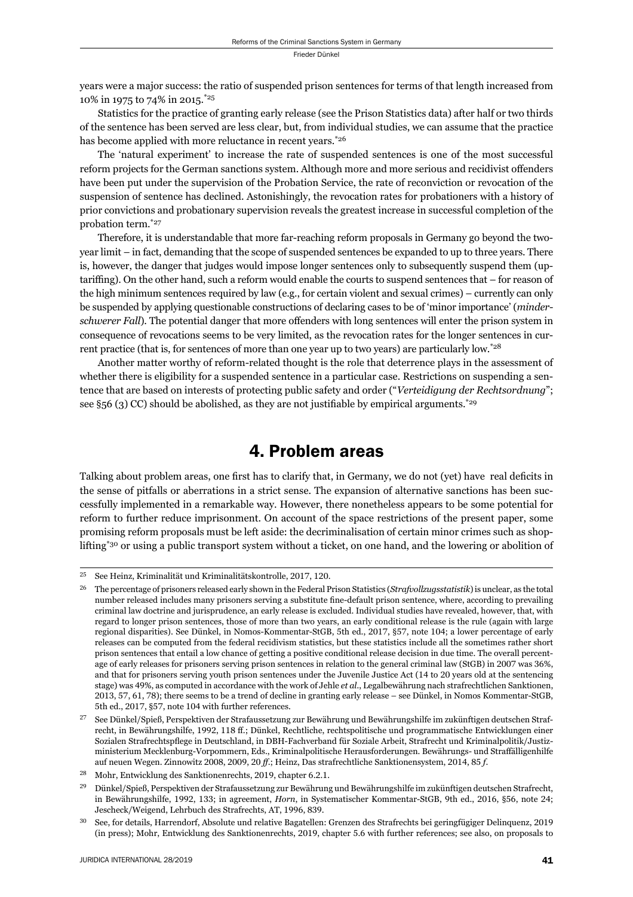years were a major success: the ratio of suspended prison sentences for terms of that length increased from 10% in 1975 to 74% in 2015.[25]

Statistics for the practice of granting early release (see the Prison Statistics data) after half or two thirds of the sentence has been served are less clear, but, from individual studies, we can assume that the practice has become applied with more reluctance in recent years.[26]

The 'natural experiment' to increase the rate of suspended sentences is one of the most successful reform projects for the German sanctions system. Although more and more serious and recidivist offenders have been put under the supervision of the Probation Service, the rate of reconviction or revocation of the suspension of sentence has declined. Astonishingly, the revocation rates for probationers with a history of prior convictions and probationary supervision reveals the greatest increase in successful completion of the probation term.[27]

Therefore, it is understandable that more far-reaching reform proposals in Germany go beyond the two-year limit – in fact, demanding that the scope of suspended sentences be expanded to up to three years. There is, however, the danger that judges would impose longer sentences only to subsequently suspend them (up-tariffing). On the other hand, such a reform would enable the courts to suspend sentences that – for reason of the high minimum sentences required by law (e.g., for certain violent and sexual crimes) – currently can only be suspended by applying questionable constructions of declaring cases to be of 'minor importance' (*minder-schwerer Fall*). The potential danger that more offenders with long sentences will enter the prison system in consequence of revocations seems to be very limited, as the revocation rates for the longer sentences in current practice (that is, for sentences of more than one year up to two years) are particularly low.[28]

Another matter worthy of reform-related thought is the role that deterrence plays in the assessment of whether there is eligibility for a suspended sentence in a particular case. Restrictions on suspending a sentence that are based on interests of protecting public safety and order ("*Verteidigung der Rechtsordnung*"; see §56 (3) CC) should be abolished, as they are not justifiable by empirical arguments.[29]

## 4. Problem areas

Talking about problem areas, one first has to clarify that, in Germany, we do not (yet) have real deficits in the sense of pitfalls or aberrations in a strict sense. The expansion of alternative sanctions has been successfully implemented in a remarkable way. However, there nonetheless appears to be some potential for reform to further reduce imprisonment. On account of the space restrictions of the present paper, some promising reform proposals must be left aside: the decriminalisation of certain minor crimes such as shoplifting[30] or using a public transport system without a ticket, on one hand, and the lowering or abolition of

---

[25] See Heinz, Kriminalität und Kriminalitätskontrolle, 2017, 120.

[26] The percentage of prisoners released early shown in the Federal Prison Statistics (*Strafvollzugsstatistik*) is unclear, as the total number released includes many prisoners serving a substitute fine-default prison sentence, where, according to prevailing criminal law doctrine and jurisprudence, an early release is excluded. Individual studies have revealed, however, that, with regard to longer prison sentences, those of more than two years, an early conditional release is the rule (again with large regional disparities). See Dünkel, in Nomos-Kommentar-StGB, 5th ed., 2017, §57, note 104; a lower percentage of early releases can be computed from the federal recidivism statistics, but these statistics include all the sometimes rather short prison sentences that entail a low chance of getting a positive conditional release decision in due time. The overall percentage of early releases for prisoners serving prison sentences in relation to the general criminal law (StGB) in 2007 was 36%, and that for prisoners serving youth prison sentences under the Juvenile Justice Act (14 to 20 years old at the sentencing stage) was 49%, as computed in accordance with the work of Jehle *et al.*, Legalbewährung nach strafrechtlichen Sanktionen, 2013, 57, 61, 78); there seems to be a trend of decline in granting early release – see Dünkel, in Nomos Kommentar-StGB, 5th ed., 2017, §57, note 104 with further references.

[27] See Dünkel/Spieß, Perspektiven der Strafaussetzung zur Bewährung und Bewährungshilfe im zukünftigen deutschen Strafrecht, in Bewährungshilfe, 1992, 118 ff.; Dünkel, Rechtliche, rechtspolitische und programmatische Entwicklungen einer Sozialen Strafrechtspflege in Deutschland, in DBH-Fachverband für Soziale Arbeit, Strafrecht und Kriminalpolitik/Justizministerium Mecklenburg-Vorpommern, Eds., Kriminalpolitische Herausforderungen. Bewährungs- und Straffälligenhilfe auf neuen Wegen. Zinnowitz 2008, 2009, 20 *ff*.; Heinz, Das strafrechtliche Sanktionensystem, 2014, 85 *f*.

[28] Mohr, Entwicklung des Sanktionenrechts, 2019, chapter 6.2.1.

[29] Dünkel/Spieß, Perspektiven der Strafaussetzung zur Bewährung und Bewährungshilfe im zukünftigen deutschen Strafrecht, in Bewährungshilfe, 1992, 133; in agreement, *Horn*, in Systematischer Kommentar-StGB, 9th ed., 2016, §56, note 24; Jescheck/Weigend, Lehrbuch des Strafrechts, AT, 1996, 839.

[30] See, for details, Harrendorf, Absolute und relative Bagatellen: Grenzen des Strafrechts bei geringfügiger Delinquenz, 2019 (in press); Mohr, Entwicklung des Sanktionenrechts, 2019, chapter 5.6 with further references; see also, on proposals to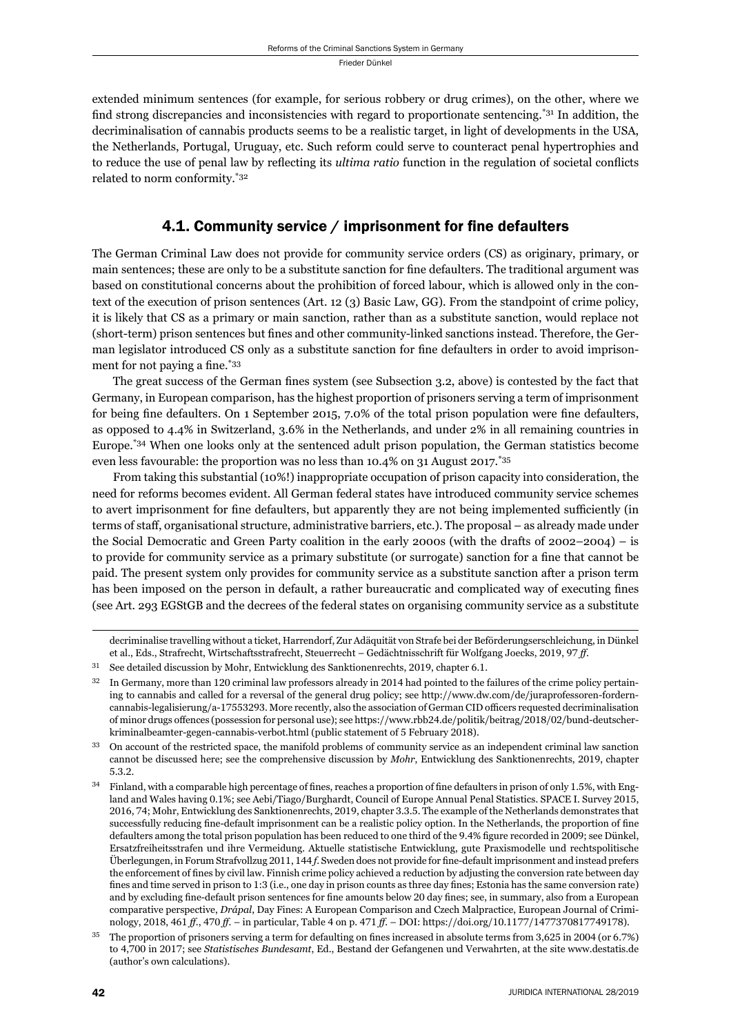extended minimum sentences (for example, for serious robbery or drug crimes), on the other, where we find strong discrepancies and inconsistencies with regard to proportionate sentencing.[*31] In addition, the decriminalisation of cannabis products seems to be a realistic target, in light of developments in the USA, the Netherlands, Portugal, Uruguay, etc. Such reform could serve to counteract penal hypertrophies and to reduce the use of penal law by reflecting its *ultima ratio* function in the regulation of societal conflicts related to norm conformity.[*32]

## 4.1. Community service / imprisonment for fine defaulters

The German Criminal Law does not provide for community service orders (CS) as originary, primary, or main sentences; these are only to be a substitute sanction for fine defaulters. The traditional argument was based on constitutional concerns about the prohibition of forced labour, which is allowed only in the context of the execution of prison sentences (Art. 12 (3) Basic Law, GG). From the standpoint of crime policy, it is likely that CS as a primary or main sanction, rather than as a substitute sanction, would replace not (short-term) prison sentences but fines and other community-linked sanctions instead. Therefore, the German legislator introduced CS only as a substitute sanction for fine defaulters in order to avoid imprisonment for not paying a fine.[*33]

The great success of the German fines system (see Subsection 3.2, above) is contested by the fact that Germany, in European comparison, has the highest proportion of prisoners serving a term of imprisonment for being fine defaulters. On 1 September 2015, 7.0% of the total prison population were fine defaulters, as opposed to 4.4% in Switzerland, 3.6% in the Netherlands, and under 2% in all remaining countries in Europe.[*34] When one looks only at the sentenced adult prison population, the German statistics become even less favourable: the proportion was no less than 10.4% on 31 August 2017.[*35]

From taking this substantial (10%!) inappropriate occupation of prison capacity into consideration, the need for reforms becomes evident. All German federal states have introduced community service schemes to avert imprisonment for fine defaulters, but apparently they are not being implemented sufficiently (in terms of staff, organisational structure, administrative barriers, etc.). The proposal – as already made under the Social Democratic and Green Party coalition in the early 2000s (with the drafts of 2002–2004) – is to provide for community service as a primary substitute (or surrogate) sanction for a fine that cannot be paid. The present system only provides for community service as a substitute sanction after a prison term has been imposed on the person in default, a rather bureaucratic and complicated way of executing fines (see Art. 293 EGStGB and the decrees of the federal states on organising community service as a substitute

---

decriminalise travelling without a ticket, Harrendorf, Zur Adäquität von Strafe bei der Beförderungserschleichung, in Dünkel et al., Eds., Strafrecht, Wirtschaftsstrafrecht, Steuerrecht – Gedächtnisschrift für Wolfgang Joecks, 2019, 97 *ff*.

31 See detailed discussion by Mohr, Entwicklung des Sanktionenrechts, 2019, chapter 6.1.

32 In Germany, more than 120 criminal law professors already in 2014 had pointed to the failures of the crime policy pertaining to cannabis and called for a reversal of the general drug policy; see http://www.dw.com/de/juraprofessoren-fordern-cannabis-legalisierung/a-17553293. More recently, also the association of German CID officers requested decriminalisation of minor drugs offences (possession for personal use); see https://www.rbb24.de/politik/beitrag/2018/02/bund-deutscher-kriminalbeamter-gegen-cannabis-verbot.html (public statement of 5 February 2018).

33 On account of the restricted space, the manifold problems of community service as an independent criminal law sanction cannot be discussed here; see the comprehensive discussion by *Mohr*, Entwicklung des Sanktionenrechts, 2019, chapter 5.3.2.

34 Finland, with a comparable high percentage of fines, reaches a proportion of fine defaulters in prison of only 1.5%, with England and Wales having 0.1%; see Aebi/Tiago/Burghardt, Council of Europe Annual Penal Statistics. SPACE I. Survey 2015, 2016, 74; Mohr, Entwicklung des Sanktionenrechts, 2019, chapter 3.3.5. The example of the Netherlands demonstrates that successfully reducing fine-default imprisonment can be a realistic policy option. In the Netherlands, the proportion of fine defaulters among the total prison population has been reduced to one third of the 9.4% figure recorded in 2009; see Dünkel, Ersatzfreiheitsstrafen und ihre Vermeidung. Aktuelle statistische Entwicklung, gute Praxismodelle und rechtspolitische Überlegungen, in Forum Strafvollzug 2011, 144 *f*. Sweden does not provide for fine-default imprisonment and instead prefers the enforcement of fines by civil law. Finnish crime policy achieved a reduction by adjusting the conversion rate between day fines and time served in prison to 1:3 (i.e., one day in prison counts as three day fines; Estonia has the same conversion rate) and by excluding fine-default prison sentences for fine amounts below 20 day fines; see, in summary, also from a European comparative perspective, *Drápal*, Day Fines: A European Comparison and Czech Malpractice, European Journal of Criminology, 2018, 461 *ff*., 470 *ff*. – in particular, Table 4 on p. 471 *ff*. – DOI: https://doi.org/10.1177/1477370817749178).

35 The proportion of prisoners serving a term for defaulting on fines increased in absolute terms from 3,625 in 2004 (or 6.7%) to 4,700 in 2017; see *Statistisches Bundesamt*, Ed., Bestand der Gefangenen und Verwahrten, at the site www.destatis.de (author's own calculations).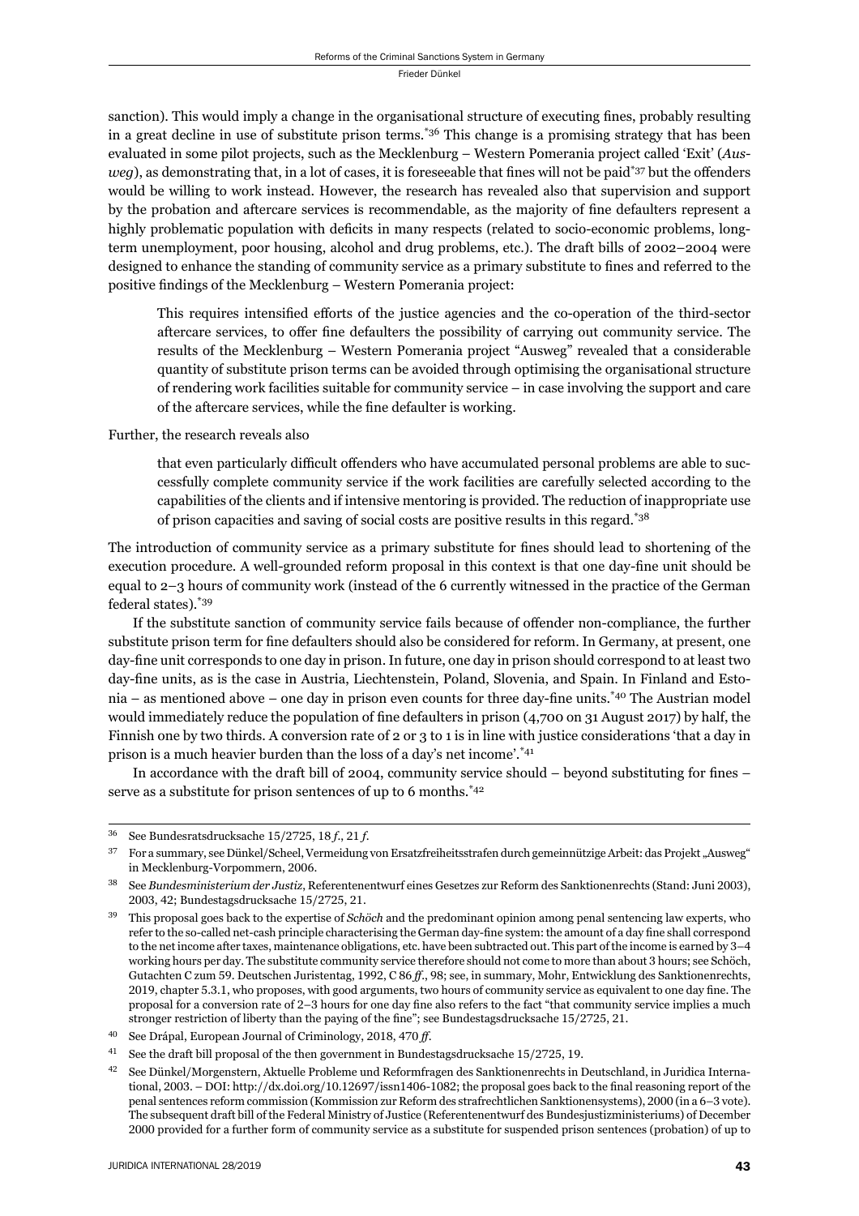sanction). This would imply a change in the organisational structure of executing fines, probably resulting in a great decline in use of substitute prison terms.[*36] This change is a promising strategy that has been evaluated in some pilot projects, such as the Mecklenburg – Western Pomerania project called 'Exit' (*Ausweg*), as demonstrating that, in a lot of cases, it is foreseeable that fines will not be paid[*37] but the offenders would be willing to work instead. However, the research has revealed also that supervision and support by the probation and aftercare services is recommendable, as the majority of fine defaulters represent a highly problematic population with deficits in many respects (related to socio-economic problems, long-term unemployment, poor housing, alcohol and drug problems, etc.). The draft bills of 2002–2004 were designed to enhance the standing of community service as a primary substitute to fines and referred to the positive findings of the Mecklenburg – Western Pomerania project:

> This requires intensified efforts of the justice agencies and the co-operation of the third-sector aftercare services, to offer fine defaulters the possibility of carrying out community service. The results of the Mecklenburg – Western Pomerania project "Ausweg" revealed that a considerable quantity of substitute prison terms can be avoided through optimising the organisational structure of rendering work facilities suitable for community service – in case involving the support and care of the aftercare services, while the fine defaulter is working.

Further, the research reveals also

> that even particularly difficult offenders who have accumulated personal problems are able to successfully complete community service if the work facilities are carefully selected according to the capabilities of the clients and if intensive mentoring is provided. The reduction of inappropriate use of prison capacities and saving of social costs are positive results in this regard.[*38]

The introduction of community service as a primary substitute for fines should lead to shortening of the execution procedure. A well-grounded reform proposal in this context is that one day-fine unit should be equal to 2–3 hours of community work (instead of the 6 currently witnessed in the practice of the German federal states).[*39]

If the substitute sanction of community service fails because of offender non-compliance, the further substitute prison term for fine defaulters should also be considered for reform. In Germany, at present, one day-fine unit corresponds to one day in prison. In future, one day in prison should correspond to at least two day-fine units, as is the case in Austria, Liechtenstein, Poland, Slovenia, and Spain. In Finland and Estonia – as mentioned above – one day in prison even counts for three day-fine units.[*40] The Austrian model would immediately reduce the population of fine defaulters in prison (4,700 on 31 August 2017) by half, the Finnish one by two thirds. A conversion rate of 2 or 3 to 1 is in line with justice considerations 'that a day in prison is a much heavier burden than the loss of a day's net income'.[*41]

In accordance with the draft bill of 2004, community service should – beyond substituting for fines – serve as a substitute for prison sentences of up to 6 months.[*42]

---

[36] See Bundesratsdrucksache 15/2725, 18 *f*., 21 *f*.

[37] For a summary, see Dünkel/Scheel, Vermeidung von Ersatzfreiheitsstrafen durch gemeinnützige Arbeit: das Projekt „Ausweg" in Mecklenburg-Vorpommern, 2006.

[38] See *Bundesministerium der Justiz*, Referentenentwurf eines Gesetzes zur Reform des Sanktionenrechts (Stand: Juni 2003), 2003, 42; Bundestagsdrucksache 15/2725, 21.

[39] This proposal goes back to the expertise of *Schöch* and the predominant opinion among penal sentencing law experts, who refer to the so-called net-cash principle characterising the German day-fine system: the amount of a day fine shall correspond to the net income after taxes, maintenance obligations, etc. have been subtracted out. This part of the income is earned by 3–4 working hours per day. The substitute community service therefore should not come to more than about 3 hours; see Schöch, Gutachten C zum 59. Deutschen Juristentag, 1992, C 86 *ff*., 98; see, in summary, Mohr, Entwicklung des Sanktionenrechts, 2019, chapter 5.3.1, who proposes, with good arguments, two hours of community service as equivalent to one day fine. The proposal for a conversion rate of 2–3 hours for one day fine also refers to the fact "that community service implies a much stronger restriction of liberty than the paying of the fine"; see Bundestagsdrucksache 15/2725, 21.

[40] See Drápal, European Journal of Criminology, 2018, 470 *ff*.

[41] See the draft bill proposal of the then government in Bundestagsdrucksache 15/2725, 19.

[42] See Dünkel/Morgenstern, Aktuelle Probleme und Reformfragen des Sanktionenrechts in Deutschland, in Juridica International, 2003. – DOI: http://dx.doi.org/10.12697/issn1406-1082; the proposal goes back to the final reasoning report of the penal sentences reform commission (Kommission zur Reform des strafrechtlichen Sanktionensystems), 2000 (in a 6–3 vote). The subsequent draft bill of the Federal Ministry of Justice (Referentenentwurf des Bundesjustizministeriums) of December 2000 provided for a further form of community service as a substitute for suspended prison sentences (probation) of up to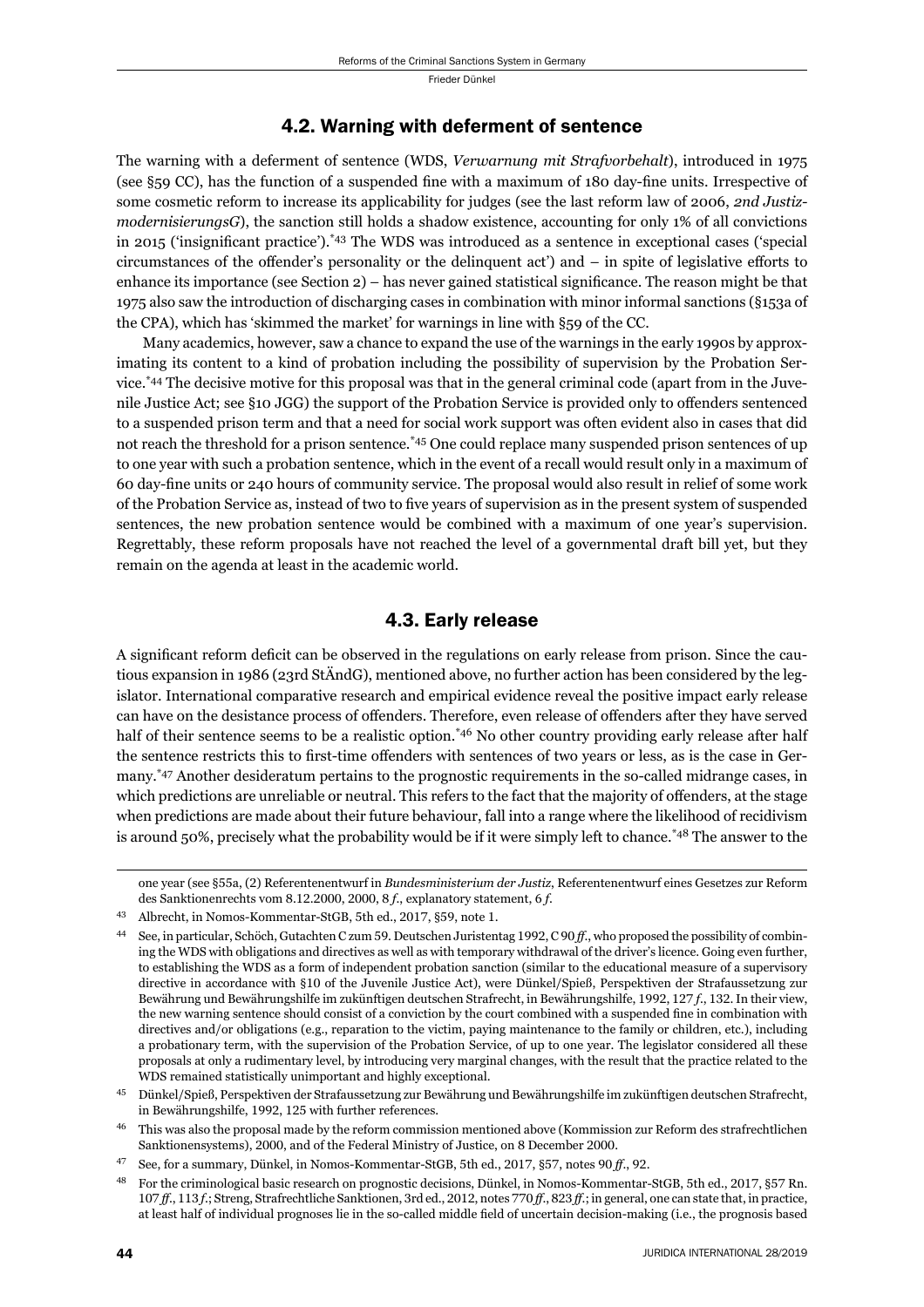## 4.2. Warning with deferment of sentence

The warning with a deferment of sentence (WDS, *Verwarnung mit Strafvorbehalt*), introduced in 1975 (see §59 CC), has the function of a suspended fine with a maximum of 180 day-fine units. Irrespective of some cosmetic reform to increase its applicability for judges (see the last reform law of 2006, *2nd Justizmodernisierungs G*), the sanction still holds a shadow existence, accounting for only 1% of all convictions in 2015 ('insignificant practice').[*43] The WDS was introduced as a sentence in exceptional cases ('special circumstances of the offender's personality or the delinquent act') and – in spite of legislative efforts to enhance its importance (see Section 2) – has never gained statistical significance. The reason might be that 1975 also saw the introduction of discharging cases in combination with minor informal sanctions (§153a of the CPA), which has 'skimmed the market' for warnings in line with §59 of the CC.

Many academics, however, saw a chance to expand the use of the warnings in the early 1990s by approximating its content to a kind of probation including the possibility of supervision by the Probation Service.[*44] The decisive motive for this proposal was that in the general criminal code (apart from in the Juvenile Justice Act; see §10 JGG) the support of the Probation Service is provided only to offenders sentenced to a suspended prison term and that a need for social work support was often evident also in cases that did not reach the threshold for a prison sentence.[*45] One could replace many suspended prison sentences of up to one year with such a probation sentence, which in the event of a recall would result only in a maximum of 60 day-fine units or 240 hours of community service. The proposal would also result in relief of some work of the Probation Service as, instead of two to five years of supervision as in the present system of suspended sentences, the new probation sentence would be combined with a maximum of one year's supervision. Regrettably, these reform proposals have not reached the level of a governmental draft bill yet, but they remain on the agenda at least in the academic world.

## 4.3. Early release

A significant reform deficit can be observed in the regulations on early release from prison. Since the cautious expansion in 1986 (23rd StÄndG), mentioned above, no further action has been considered by the legislator. International comparative research and empirical evidence reveal the positive impact early release can have on the desistance process of offenders. Therefore, even release of offenders after they have served half of their sentence seems to be a realistic option.[*46] No other country providing early release after half the sentence restricts this to first-time offenders with sentences of two years or less, as is the case in Germany.[*47] Another desideratum pertains to the prognostic requirements in the so-called midrange cases, in which predictions are unreliable or neutral. This refers to the fact that the majority of offenders, at the stage when predictions are made about their future behaviour, fall into a range where the likelihood of recidivism is around 50%, precisely what the probability would be if it were simply left to chance.[*48] The answer to the

---

one year (see §55a, (2) Referentenentwurf in *Bundesministerium der Justiz*, Referentenentwurf eines Gesetzes zur Reform des Sanktionenrechts vom 8.12.2000, 2000, 8 *f*., explanatory statement, 6 *f*.

43 Albrecht, in Nomos-Kommentar-StGB, 5th ed., 2017, §59, note 1.

44 See, in particular, Schöch, Gutachten C zum 59. Deutschen Juristentag 1992, C 90 *ff*., who proposed the possibility of combining the WDS with obligations and directives as well as with temporary withdrawal of the driver's licence. Going even further, to establishing the WDS as a form of independent probation sanction (similar to the educational measure of a supervisory directive in accordance with §10 of the Juvenile Justice Act), were Dünkel/Spieß, Perspektiven der Strafaussetzung zur Bewährung und Bewährungshilfe im zukünftigen deutschen Strafrecht, in Bewährungshilfe, 1992, 127 *f*., 132. In their view, the new warning sentence should consist of a conviction by the court combined with a suspended fine in combination with directives and/or obligations (e.g., reparation to the victim, paying maintenance to the family or children, etc.), including a probationary term, with the supervision of the Probation Service, of up to one year. The legislator considered all these proposals at only a rudimentary level, by introducing very marginal changes, with the result that the practice related to the WDS remained statistically unimportant and highly exceptional.

45 Dünkel/Spieß, Perspektiven der Strafaussetzung zur Bewährung und Bewährungshilfe im zukünftigen deutschen Strafrecht, in Bewährungshilfe, 1992, 125 with further references.

46 This was also the proposal made by the reform commission mentioned above (Kommission zur Reform des strafrechtlichen Sanktionensystems), 2000, and of the Federal Ministry of Justice, on 8 December 2000.

47 See, for a summary, Dünkel, in Nomos-Kommentar-StGB, 5th ed., 2017, §57, notes 90 *ff*., 92.

48 For the criminological basic research on prognostic decisions, Dünkel, in Nomos-Kommentar-StGB, 5th ed., 2017, §57 Rn. 107 *ff*., 113 *f*.; Streng, Strafrechtliche Sanktionen, 3rd ed., 2012, notes 770 *ff*., 823 *ff*.; in general, one can state that, in practice, at least half of individual prognoses lie in the so-called middle field of uncertain decision-making (i.e., the prognosis based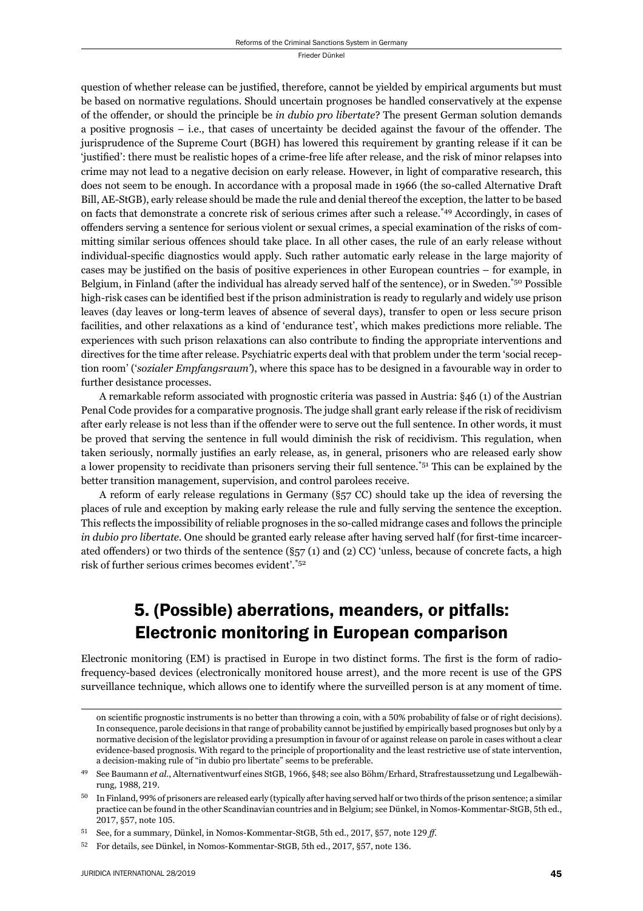question of whether release can be justified, therefore, cannot be yielded by empirical arguments but must be based on normative regulations. Should uncertain prognoses be handled conservatively at the expense of the offender, or should the principle be *in dubio pro libertate*? The present German solution demands a positive prognosis – i.e., that cases of uncertainty be decided against the favour of the offender. The jurisprudence of the Supreme Court (BGH) has lowered this requirement by granting release if it can be 'justified': there must be realistic hopes of a crime-free life after release, and the risk of minor relapses into crime may not lead to a negative decision on early release. However, in light of comparative research, this does not seem to be enough. In accordance with a proposal made in 1966 (the so-called Alternative Draft Bill, AE-StGB), early release should be made the rule and denial thereof the exception, the latter to be based on facts that demonstrate a concrete risk of serious crimes after such a release.[*49] Accordingly, in cases of offenders serving a sentence for serious violent or sexual crimes, a special examination of the risks of committing similar serious offences should take place. In all other cases, the rule of an early release without individual-specific diagnostics would apply. Such rather automatic early release in the large majority of cases may be justified on the basis of positive experiences in other European countries – for example, in Belgium, in Finland (after the individual has already served half of the sentence), or in Sweden.[*50] Possible high-risk cases can be identified best if the prison administration is ready to regularly and widely use prison leaves (day leaves or long-term leaves of absence of several days), transfer to open or less secure prison facilities, and other relaxations as a kind of 'endurance test', which makes predictions more reliable. The experiences with such prison relaxations can also contribute to finding the appropriate interventions and directives for the time after release. Psychiatric experts deal with that problem under the term 'social reception room' ('*sozialer Empfangsraum*'), where this space has to be designed in a favourable way in order to further desistance processes.

A remarkable reform associated with prognostic criteria was passed in Austria: §46 (1) of the Austrian Penal Code provides for a comparative prognosis. The judge shall grant early release if the risk of recidivism after early release is not less than if the offender were to serve out the full sentence. In other words, it must be proved that serving the sentence in full would diminish the risk of recidivism. This regulation, when taken seriously, normally justifies an early release, as, in general, prisoners who are released early show a lower propensity to recidivate than prisoners serving their full sentence.[*51] This can be explained by the better transition management, supervision, and control parolees receive.

A reform of early release regulations in Germany (§57 CC) should take up the idea of reversing the places of rule and exception by making early release the rule and fully serving the sentence the exception. This reflects the impossibility of reliable prognoses in the so-called midrange cases and follows the principle *in dubio pro libertate*. One should be granted early release after having served half (for first-time incarcerated offenders) or two thirds of the sentence (§57 (1) and (2) CC) 'unless, because of concrete facts, a high risk of further serious crimes becomes evident'.[*52]

## 5. (Possible) aberrations, meanders, or pitfalls: Electronic monitoring in European comparison

Electronic monitoring (EM) is practised in Europe in two distinct forms. The first is the form of radio-frequency-based devices (electronically monitored house arrest), and the more recent is use of the GPS surveillance technique, which allows one to identify where the surveilled person is at any moment of time.

---

on scientific prognostic instruments is no better than throwing a coin, with a 50% probability of false or of right decisions). In consequence, parole decisions in that range of probability cannot be justified by empirically based prognoses but only by a normative decision of the legislator providing a presumption in favour of or against release on parole in cases without a clear evidence-based prognosis. With regard to the principle of proportionality and the least restrictive use of state intervention, a decision-making rule of "in dubio pro libertate" seems to be preferable.

49 See Baumann *et al.*, Alternativentwurf eines StGB, 1966, §48; see also Böhm/Erhard, Strafrestaussetzung und Legalbewährung, 1988, 219.

50 In Finland, 99% of prisoners are released early (typically after having served half or two thirds of the prison sentence; a similar practice can be found in the other Scandinavian countries and in Belgium; see Dünkel, in Nomos-Kommentar-StGB, 5th ed., 2017, §57, note 105.

51 See, for a summary, Dünkel, in Nomos-Kommentar-StGB, 5th ed., 2017, §57, note 129 *ff*.

52 For details, see Dünkel, in Nomos-Kommentar-StGB, 5th ed., 2017, §57, note 136.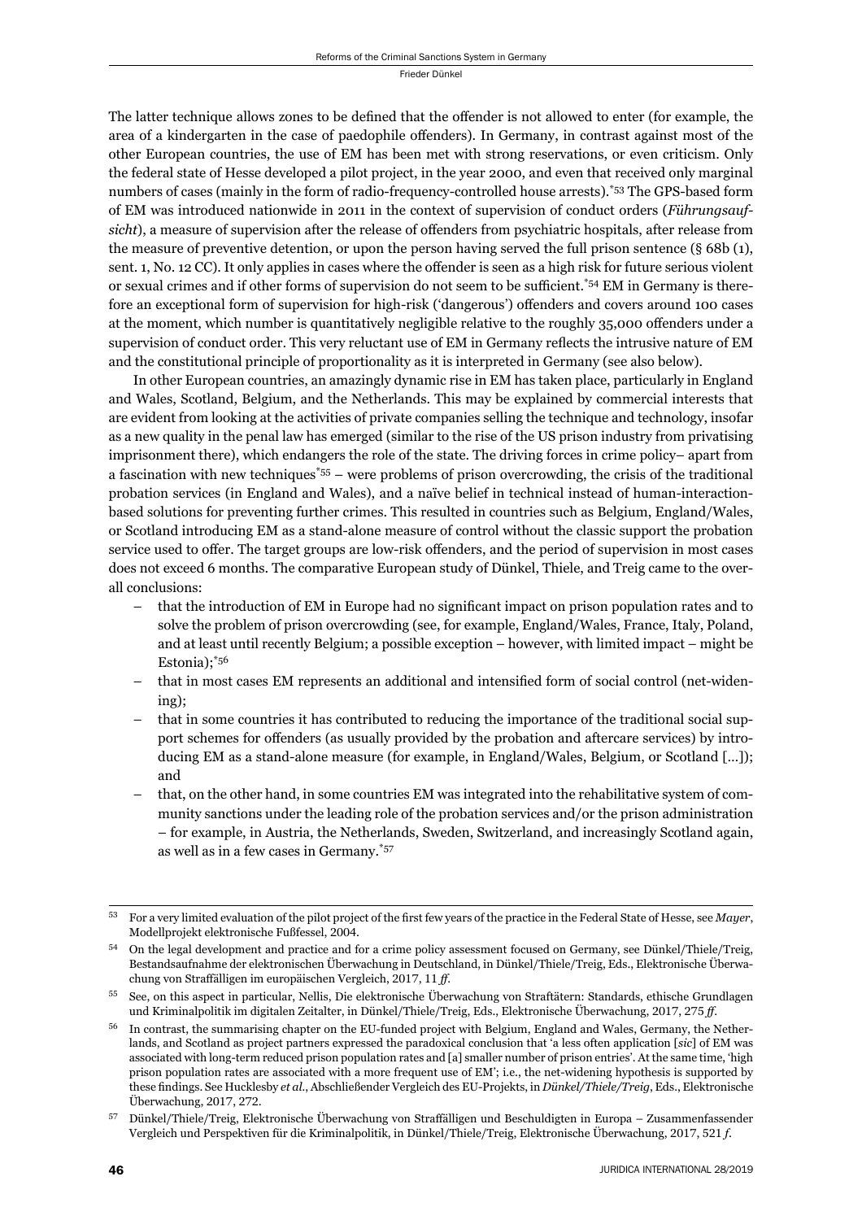The latter technique allows zones to be defined that the offender is not allowed to enter (for example, the area of a kindergarten in the case of paedophile offenders). In Germany, in contrast against most of the other European countries, the use of EM has been met with strong reservations, or even criticism. Only the federal state of Hesse developed a pilot project, in the year 2000, and even that received only marginal numbers of cases (mainly in the form of radio-frequency-controlled house arrests).[*53] The GPS-based form of EM was introduced nationwide in 2011 in the context of supervision of conduct orders (*Führungsaufsicht*), a measure of supervision after the release of offenders from psychiatric hospitals, after release from the measure of preventive detention, or upon the person having served the full prison sentence (§ 68b (1), sent. 1, No. 12 CC). It only applies in cases where the offender is seen as a high risk for future serious violent or sexual crimes and if other forms of supervision do not seem to be sufficient.[*54] EM in Germany is therefore an exceptional form of supervision for high-risk ('dangerous') offenders and covers around 100 cases at the moment, which number is quantitatively negligible relative to the roughly 35,000 offenders under a supervision of conduct order. This very reluctant use of EM in Germany reflects the intrusive nature of EM and the constitutional principle of proportionality as it is interpreted in Germany (see also below).

In other European countries, an amazingly dynamic rise in EM has taken place, particularly in England and Wales, Scotland, Belgium, and the Netherlands. This may be explained by commercial interests that are evident from looking at the activities of private companies selling the technique and technology, insofar as a new quality in the penal law has emerged (similar to the rise of the US prison industry from privatising imprisonment there), which endangers the role of the state. The driving forces in crime policy– apart from a fascination with new techniques[*55] – were problems of prison overcrowding, the crisis of the traditional probation services (in England and Wales), and a naïve belief in technical instead of human-interaction-based solutions for preventing further crimes. This resulted in countries such as Belgium, England/Wales, or Scotland introducing EM as a stand-alone measure of control without the classic support the probation service used to offer. The target groups are low-risk offenders, and the period of supervision in most cases does not exceed 6 months. The comparative European study of Dünkel, Thiele, and Treig came to the overall conclusions:

– that the introduction of EM in Europe had no significant impact on prison population rates and to solve the problem of prison overcrowding (see, for example, England/Wales, France, Italy, Poland, and at least until recently Belgium; a possible exception – however, with limited impact – might be Estonia);[*56]

– that in most cases EM represents an additional and intensified form of social control (net-widening);

– that in some countries it has contributed to reducing the importance of the traditional social support schemes for offenders (as usually provided by the probation and aftercare services) by introducing EM as a stand-alone measure (for example, in England/Wales, Belgium, or Scotland [...]); and

– that, on the other hand, in some countries EM was integrated into the rehabilitative system of community sanctions under the leading role of the probation services and/or the prison administration – for example, in Austria, the Netherlands, Sweden, Switzerland, and increasingly Scotland again, as well as in a few cases in Germany.[*57]

---

[53] For a very limited evaluation of the pilot project of the first few years of the practice in the Federal State of Hesse, see *Mayer*, Modellprojekt elektronische Fußfessel, 2004.

[54] On the legal development and practice and for a crime policy assessment focused on Germany, see Dünkel/Thiele/Treig, Bestandsaufnahme der elektronischen Überwachung in Deutschland, in Dünkel/Thiele/Treig, Eds., Elektronische Überwachung von Straffälligen im europäischen Vergleich, 2017, 11 *ff*.

[55] See, on this aspect in particular, Nellis, Die elektronische Überwachung von Straftätern: Standards, ethische Grundlagen und Kriminalpolitik im digitalen Zeitalter, in Dünkel/Thiele/Treig, Eds., Elektronische Überwachung, 2017, 275 *ff*.

[56] In contrast, the summarising chapter on the EU-funded project with Belgium, England and Wales, Germany, the Netherlands, and Scotland as project partners expressed the paradoxical conclusion that 'a less often application [*sic*] of EM was associated with long-term reduced prison population rates and [a] smaller number of prison entries'. At the same time, 'high prison population rates are associated with a more frequent use of EM'; i.e., the net-widening hypothesis is supported by these findings. See Hucklesby *et al*., Abschließender Vergleich des EU-Projekts, in *Dünkel/Thiele/Treig*, Eds., Elektronische Überwachung, 2017, 272.

[57] Dünkel/Thiele/Treig, Elektronische Überwachung von Straffälligen und Beschuldigten in Europa – Zusammenfassender Vergleich und Perspektiven für die Kriminalpolitik, in Dünkel/Thiele/Treig, Elektronische Überwachung, 2017, 521 *f*.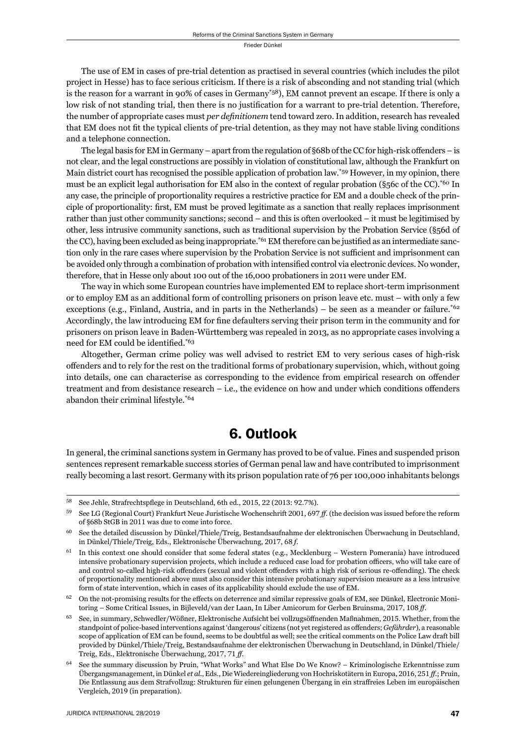The use of EM in cases of pre-trial detention as practised in several countries (which includes the pilot project in Hesse) has to face serious criticism. If there is a risk of absconding and not standing trial (which is the reason for a warrant in 90% of cases in Germany*[58]), EM cannot prevent an escape. If there is only a low risk of not standing trial, then there is no justification for a warrant to pre-trial detention. Therefore, the number of appropriate cases must *per definitionem* tend toward zero. In addition, research has revealed that EM does not fit the typical clients of pre-trial detention, as they may not have stable living conditions and a telephone connection.

The legal basis for EM in Germany – apart from the regulation of §68b of the CC for high-risk offenders – is not clear, and the legal constructions are possibly in violation of constitutional law, although the Frankfurt on Main district court has recognised the possible application of probation law.*[59] However, in my opinion, there must be an explicit legal authorisation for EM also in the context of regular probation (§56c of the CC).*[60] In any case, the principle of proportionality requires a restrictive practice for EM and a double check of the principle of proportionality: first, EM must be proved legitimate as a sanction that really replaces imprisonment rather than just other community sanctions; second – and this is often overlooked – it must be legitimised by other, less intrusive community sanctions, such as traditional supervision by the Probation Service (§56d of the CC), having been excluded as being inappropriate.*[61] EM therefore can be justified as an intermediate sanction only in the rare cases where supervision by the Probation Service is not sufficient and imprisonment can be avoided only through a combination of probation with intensified control via electronic devices. No wonder, therefore, that in Hesse only about 100 out of the 16,000 probationers in 2011 were under EM.

The way in which some European countries have implemented EM to replace short-term imprisonment or to employ EM as an additional form of controlling prisoners on prison leave etc. must – with only a few exceptions (e.g., Finland, Austria, and in parts in the Netherlands) – be seen as a meander or failure.*[62] Accordingly, the law introducing EM for fine defaulters serving their prison term in the community and for prisoners on prison leave in Baden-Württemberg was repealed in 2013, as no appropriate cases involving a need for EM could be identified.*[63]

Altogether, German crime policy was well advised to restrict EM to very serious cases of high-risk offenders and to rely for the rest on the traditional forms of probationary supervision, which, without going into details, one can characterise as corresponding to the evidence from empirical research on offender treatment and from desistance research – i.e., the evidence on how and under which conditions offenders abandon their criminal lifestyle.*[64]

## 6. Outlook

In general, the criminal sanctions system in Germany has proved to be of value. Fines and suspended prison sentences represent remarkable success stories of German penal law and have contributed to imprisonment really becoming a last resort. Germany with its prison population rate of 76 per 100,000 inhabitants belongs

---

[58] See Jehle, Strafrechtspflege in Deutschland, 6th ed., 2015, 22 (2013: 92.7%).

[59] See LG (Regional Court) Frankfurt Neue Juristische Wochenschrift 2001, 697 *ff.* (the decision was issued before the reform of §68b StGB in 2011 was due to come into force.

[60] See the detailed discussion by Dünkel/Thiele/Treig, Bestandsaufnahme der elektronischen Überwachung in Deutschland, in Dünkel/Thiele/Treig, Eds., Elektronische Überwachung, 2017, 68 *f.*

[61] In this context one should consider that some federal states (e.g., Mecklenburg – Western Pomerania) have introduced intensive probationary supervision projects, which include a reduced case load for probation officers, who will take care of and control so-called high-risk offenders (sexual and violent offenders with a high risk of serious re-offending). The check of proportionality mentioned above must also consider this intensive probationary supervision measure as a less intrusive form of state intervention, which in cases of its applicability should exclude the use of EM.

[62] On the not-promising results for the effects on deterrence and similar repressive goals of EM, see Dünkel, Electronic Monitoring – Some Critical Issues, in Bijleveld/van der Laan, In Liber Amicorum for Gerben Bruinsma, 2017, 108 *ff.*

[63] See, in summary, Schwedler/Wößner, Elektronische Aufsicht bei vollzugsöffnenden Maßnahmen, 2015. Whether, from the standpoint of police-based interventions against 'dangerous' citizens (not yet registered as offenders; *Gefährder*), a reasonable scope of application of EM can be found, seems to be doubtful as well; see the critical comments on the Police Law draft bill provided by Dünkel/Thiele/Treig, Bestandsaufnahme der elektronischen Überwachung in Deutschland, in Dünkel/Thiele/Treig, Eds., Elektronische Überwachung, 2017, 71 *ff.*

[64] See the summary discussion by Pruin, "What Works" and What Else Do We Know? – Kriminologische Erkenntnisse zum Übergangsmanagement, in Dünkel *et al.*, Eds., Die Wiedereingliederung von Hochrisikotätern in Europa, 2016, 251 *ff.*; Pruin, Die Entlassung aus dem Strafvollzug: Strukturen für einen gelungenen Übergang in ein straffreies Leben im europäischen Vergleich, 2019 (in preparation).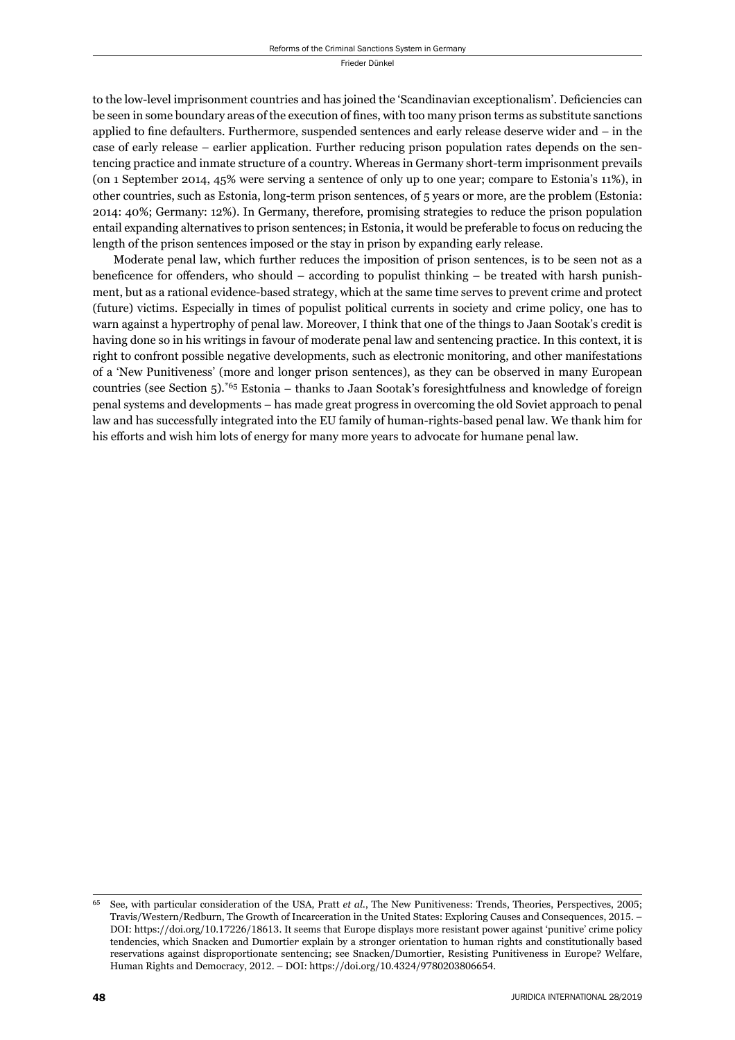to the low-level imprisonment countries and has joined the 'Scandinavian exceptionalism'. Deficiencies can be seen in some boundary areas of the execution of fines, with too many prison terms as substitute sanctions applied to fine defaulters. Furthermore, suspended sentences and early release deserve wider and – in the case of early release – earlier application. Further reducing prison population rates depends on the sentencing practice and inmate structure of a country. Whereas in Germany short-term imprisonment prevails (on 1 September 2014, 45% were serving a sentence of only up to one year; compare to Estonia's 11%), in other countries, such as Estonia, long-term prison sentences, of 5 years or more, are the problem (Estonia: 2014: 40%; Germany: 12%). In Germany, therefore, promising strategies to reduce the prison population entail expanding alternatives to prison sentences; in Estonia, it would be preferable to focus on reducing the length of the prison sentences imposed or the stay in prison by expanding early release.

Moderate penal law, which further reduces the imposition of prison sentences, is to be seen not as a beneficence for offenders, who should – according to populist thinking – be treated with harsh punishment, but as a rational evidence-based strategy, which at the same time serves to prevent crime and protect (future) victims. Especially in times of populist political currents in society and crime policy, one has to warn against a hypertrophy of penal law. Moreover, I think that one of the things to Jaan Sootak's credit is having done so in his writings in favour of moderate penal law and sentencing practice. In this context, it is right to confront possible negative developments, such as electronic monitoring, and other manifestations of a 'New Punitiveness' (more and longer prison sentences), as they can be observed in many European countries (see Section 5).*[65] Estonia – thanks to Jaan Sootak's foresightfulness and knowledge of foreign penal systems and developments – has made great progress in overcoming the old Soviet approach to penal law and has successfully integrated into the EU family of human-rights-based penal law. We thank him for his efforts and wish him lots of energy for many more years to advocate for humane penal law.

---

[65] See, with particular consideration of the USA, Pratt *et al.*, The New Punitiveness: Trends, Theories, Perspectives, 2005; Travis/Western/Redburn, The Growth of Incarceration in the United States: Exploring Causes and Consequences, 2015. – DOI: https://doi.org/10.17226/18613. It seems that Europe displays more resistant power against 'punitive' crime policy tendencies, which Snacken and Dumortier explain by a stronger orientation to human rights and constitutionally based reservations against disproportionate sentencing; see Snacken/Dumortier, Resisting Punitiveness in Europe? Welfare, Human Rights and Democracy, 2012. – DOI: https://doi.org/10.4324/9780203806654.